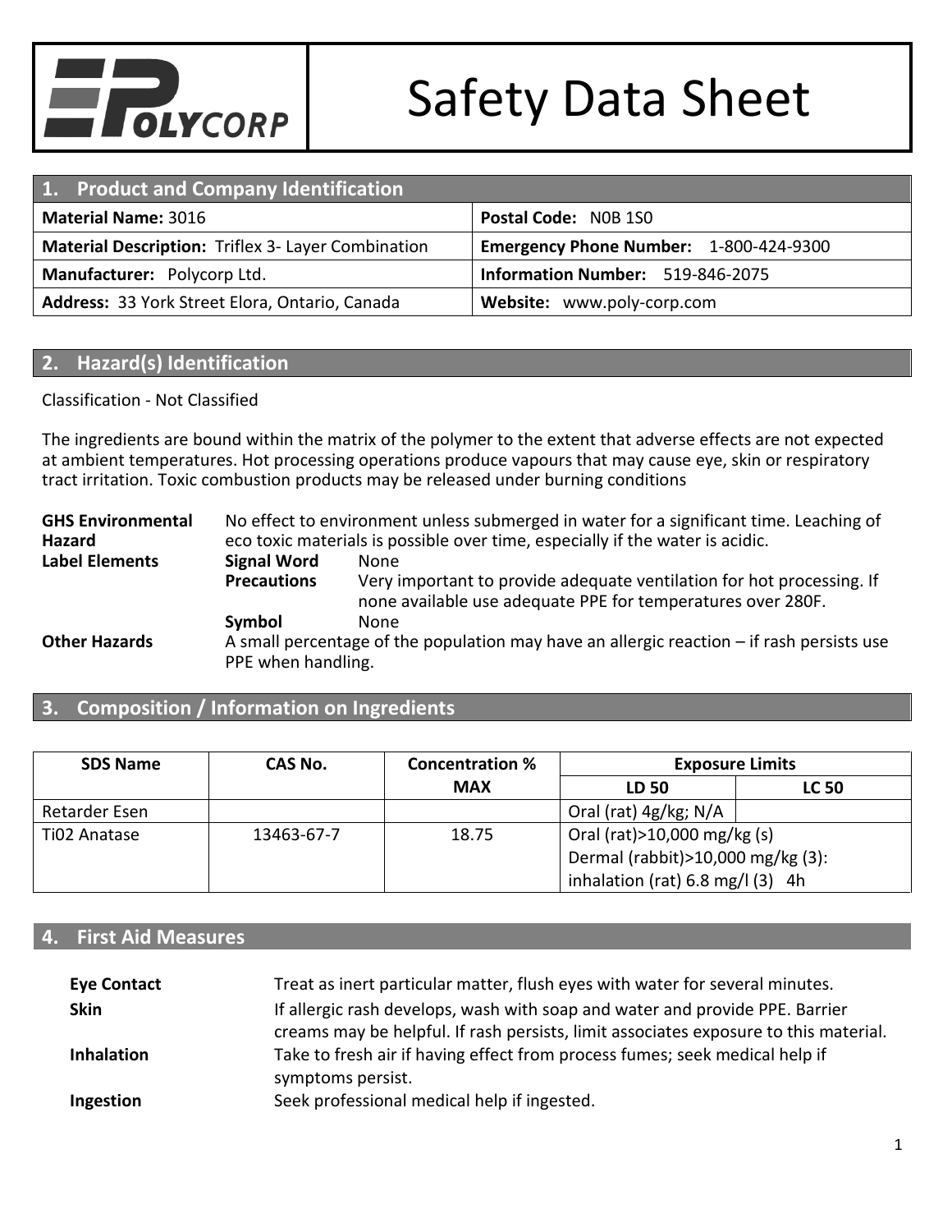# Safety Data Sheet

## 1. Product and Company Identification

| | |
|---|---|
| **Material Name:** 3016 | **Postal Code:** N0B 1S0 |
| **Material Description:** Triflex 3- Layer Combination | **Emergency Phone Number:** 1-800-424-9300 |
| **Manufacturer:** Polycorp Ltd. | **Information Number:** 519-846-2075 |
| **Address:** 33 York Street Elora, Ontario, Canada | **Website:** www.poly-corp.com |

## 2. Hazard(s) Identification

Classification - Not Classified

The ingredients are bound within the matrix of the polymer to the extent that adverse effects are not expected at ambient temperatures. Hot processing operations produce vapours that may cause eye, skin or respiratory tract irritation. Toxic combustion products may be released under burning conditions

**GHS Environmental Hazard**: No effect to environment unless submerged in water for a significant time. Leaching of eco toxic materials is possible over time, especially if the water is acidic.

**Label Elements**
- **Signal Word**: None
- **Precautions**: Very important to provide adequate ventilation for hot processing. If none available use adequate PPE for temperatures over 280F.
- **Symbol**: None

**Other Hazards**: A small percentage of the population may have an allergic reaction – if rash persists use PPE when handling.

## 3. Composition / Information on Ingredients

| SDS Name | CAS No. | Concentration % MAX | Exposure Limits | |
|---|---|---|---|---|
| | | | LD 50 | LC 50 |
| Retarder Esen | | | Oral (rat) 4g/kg; N/A | |
| Ti02 Anatase | 13463-67-7 | 18.75 | Oral (rat)>10,000 mg/kg (s) Dermal (rabbit)>10,000 mg/kg (3): inhalation (rat) 6.8 mg/l (3) 4h | |

## 4. First Aid Measures

**Eye Contact**: Treat as inert particular matter, flush eyes with water for several minutes.

**Skin**: If allergic rash develops, wash with soap and water and provide PPE. Barrier creams may be helpful. If rash persists, limit associates exposure to this material.

**Inhalation**: Take to fresh air if having effect from process fumes; seek medical help if symptoms persist.

**Ingestion**: Seek professional medical help if ingested.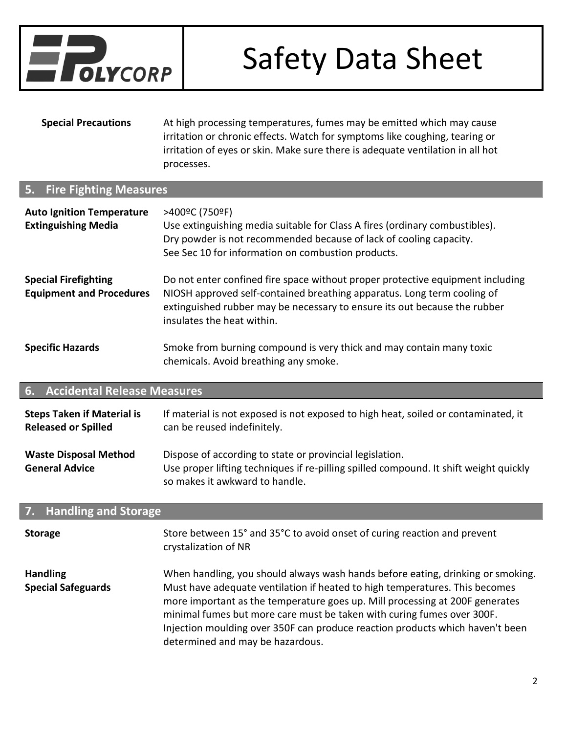| | |
|---|---|
| **Special Precautions** | At high processing temperatures, fumes may be emitted which may cause irritation or chronic effects. Watch for symptoms like coughing, tearing or irritation of eyes or skin. Make sure there is adequate ventilation in all hot processes. |

## 5. Fire Fighting Measures

| | |
|---|---|
| **Auto Ignition Temperature** | >400ºC (750ºF) |
| **Extinguishing Media** | Use extinguishing media suitable for Class A fires (ordinary combustibles). Dry powder is not recommended because of lack of cooling capacity. See Sec 10 for information on combustion products. |
| **Special Firefighting Equipment and Procedures** | Do not enter confined fire space without proper protective equipment including NIOSH approved self-contained breathing apparatus. Long term cooling of extinguished rubber may be necessary to ensure its out because the rubber insulates the heat within. |
| **Specific Hazards** | Smoke from burning compound is very thick and may contain many toxic chemicals. Avoid breathing any smoke. |

## 6. Accidental Release Measures

| | |
|---|---|
| **Steps Taken if Material is Released or Spilled** | If material is not exposed is not exposed to high heat, soiled or contaminated, it can be reused indefinitely. |
| **Waste Disposal Method** | Dispose of according to state or provincial legislation. |
| **General Advice** | Use proper lifting techniques if re-pilling spilled compound. It shift weight quickly so makes it awkward to handle. |

## 7. Handling and Storage

| | |
|---|---|
| **Storage** | Store between 15° and 35°C to avoid onset of curing reaction and prevent crystalization of NR |
| **Handling** | When handling, you should always wash hands before eating, drinking or smoking. |
| **Special Safeguards** | Must have adequate ventilation if heated to high temperatures. This becomes more important as the temperature goes up. Mill processing at 200F generates minimal fumes but more care must be taken with curing fumes over 300F. Injection moulding over 350F can produce reaction products which haven't been determined and may be hazardous. |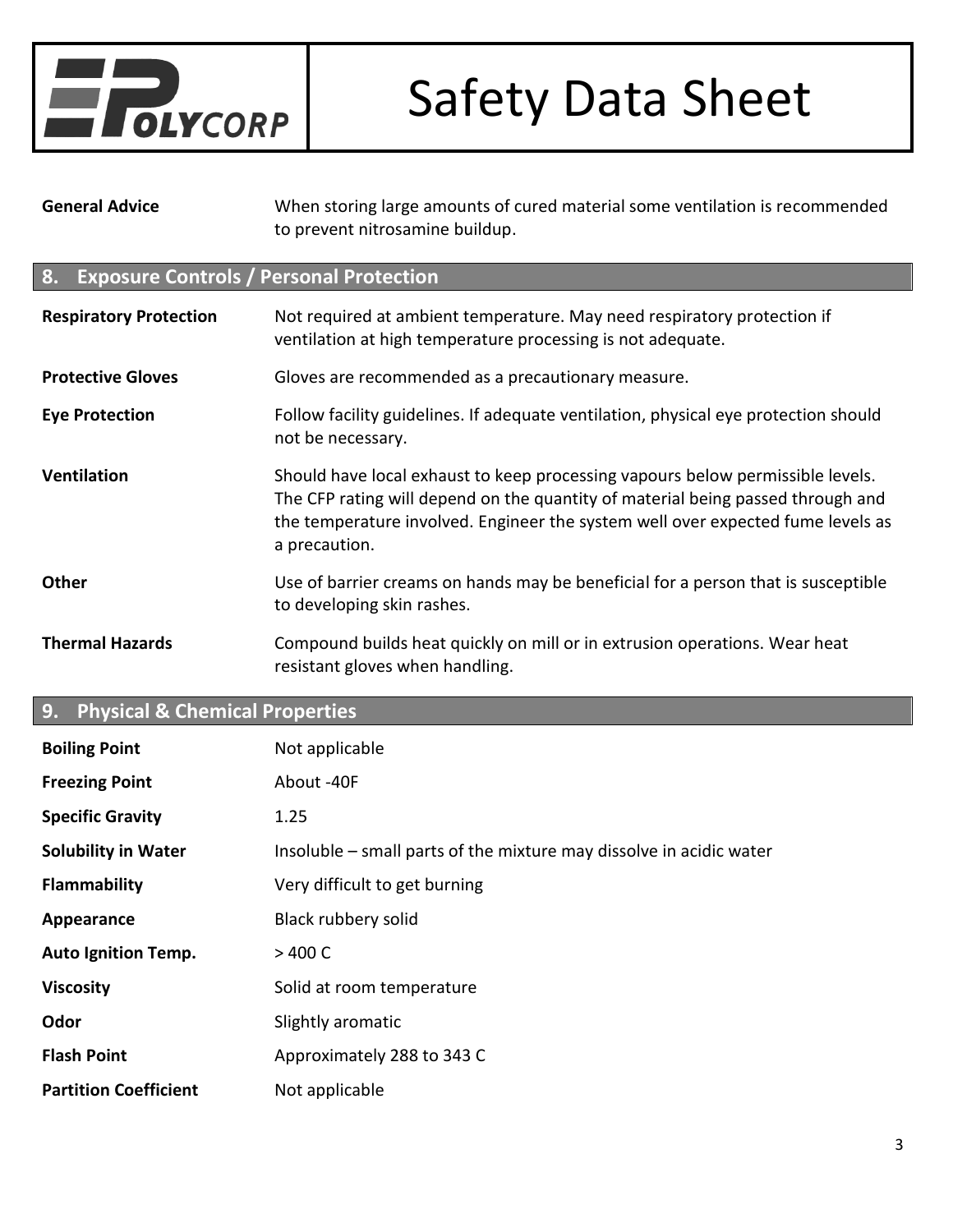| | |
|---|---|
| **General Advice** | When storing large amounts of cured material some ventilation is recommended to prevent nitrosamine buildup. |

## 8. Exposure Controls / Personal Protection

| | |
|---|---|
| **Respiratory Protection** | Not required at ambient temperature. May need respiratory protection if ventilation at high temperature processing is not adequate. |
| **Protective Gloves** | Gloves are recommended as a precautionary measure. |
| **Eye Protection** | Follow facility guidelines. If adequate ventilation, physical eye protection should not be necessary. |
| **Ventilation** | Should have local exhaust to keep processing vapours below permissible levels. The CFP rating will depend on the quantity of material being passed through and the temperature involved. Engineer the system well over expected fume levels as a precaution. |
| **Other** | Use of barrier creams on hands may be beneficial for a person that is susceptible to developing skin rashes. |
| **Thermal Hazards** | Compound builds heat quickly on mill or in extrusion operations. Wear heat resistant gloves when handling. |

## 9. Physical & Chemical Properties

| | |
|---|---|
| **Boiling Point** | Not applicable |
| **Freezing Point** | About -40F |
| **Specific Gravity** | 1.25 |
| **Solubility in Water** | Insoluble – small parts of the mixture may dissolve in acidic water |
| **Flammability** | Very difficult to get burning |
| **Appearance** | Black rubbery solid |
| **Auto Ignition Temp.** | > 400 C |
| **Viscosity** | Solid at room temperature |
| **Odor** | Slightly aromatic |
| **Flash Point** | Approximately 288 to 343 C |
| **Partition Coefficient** | Not applicable |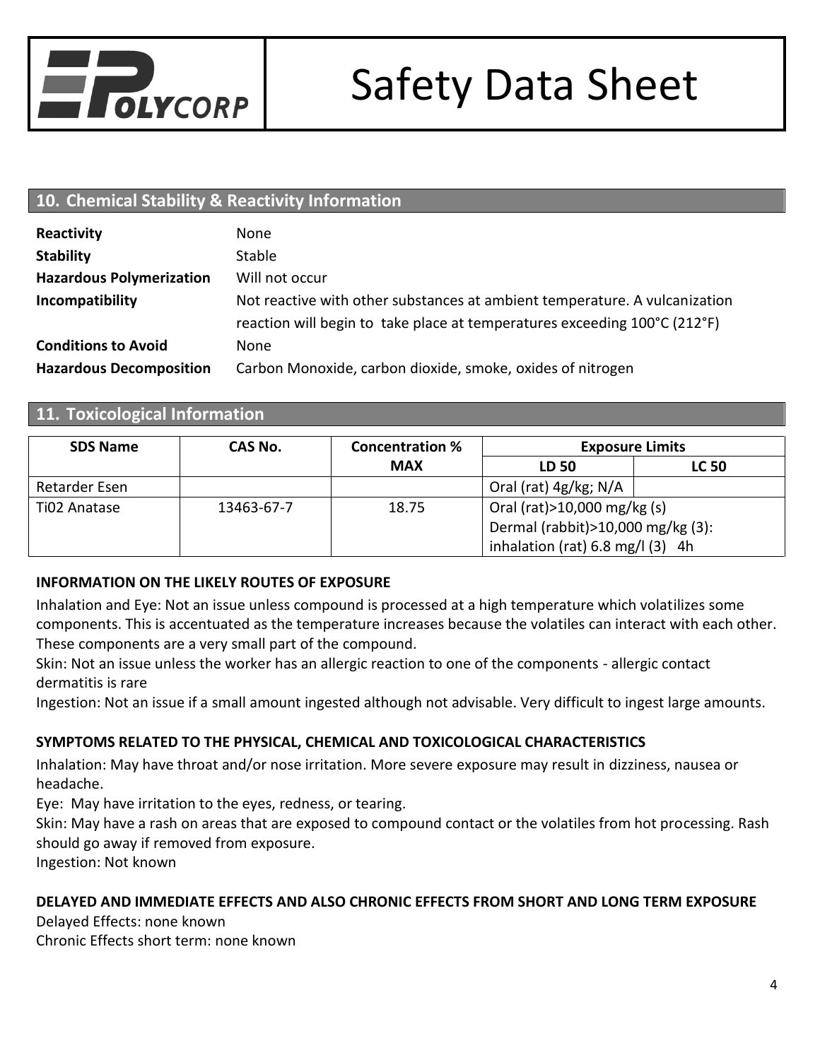## 10. Chemical Stability & Reactivity Information

| | |
|---|---|
| **Reactivity** | None |
| **Stability** | Stable |
| **Hazardous Polymerization** | Will not occur |
| **Incompatibility** | Not reactive with other substances at ambient temperature. A vulcanization reaction will begin to take place at temperatures exceeding 100°C (212°F) |
| **Conditions to Avoid** | None |
| **Hazardous Decomposition** | Carbon Monoxide, carbon dioxide, smoke, oxides of nitrogen |

## 11. Toxicological Information

| SDS Name | CAS No. | Concentration % MAX | Exposure Limits | |
|---|---|---|---|---|
| | | | LD 50 | LC 50 |
| Retarder Esen | | | Oral (rat) 4g/kg; N/A | |
| Ti02 Anatase | 13463-67-7 | 18.75 | Oral (rat)>10,000 mg/kg (s) Dermal (rabbit)>10,000 mg/kg (3): inhalation (rat) 6.8 mg/l (3) 4h | |

**INFORMATION ON THE LIKELY ROUTES OF EXPOSURE**

Inhalation and Eye: Not an issue unless compound is processed at a high temperature which volatilizes some components. This is accentuated as the temperature increases because the volatiles can interact with each other. These components are a very small part of the compound.

Skin: Not an issue unless the worker has an allergic reaction to one of the components - allergic contact dermatitis is rare

Ingestion: Not an issue if a small amount ingested although not advisable. Very difficult to ingest large amounts.

**SYMPTOMS RELATED TO THE PHYSICAL, CHEMICAL AND TOXICOLOGICAL CHARACTERISTICS**

Inhalation: May have throat and/or nose irritation. More severe exposure may result in dizziness, nausea or headache.

Eye: May have irritation to the eyes, redness, or tearing.

Skin: May have a rash on areas that are exposed to compound contact or the volatiles from hot processing. Rash should go away if removed from exposure.

Ingestion: Not known

**DELAYED AND IMMEDIATE EFFECTS AND ALSO CHRONIC EFFECTS FROM SHORT AND LONG TERM EXPOSURE**

Delayed Effects: none known

Chronic Effects short term: none known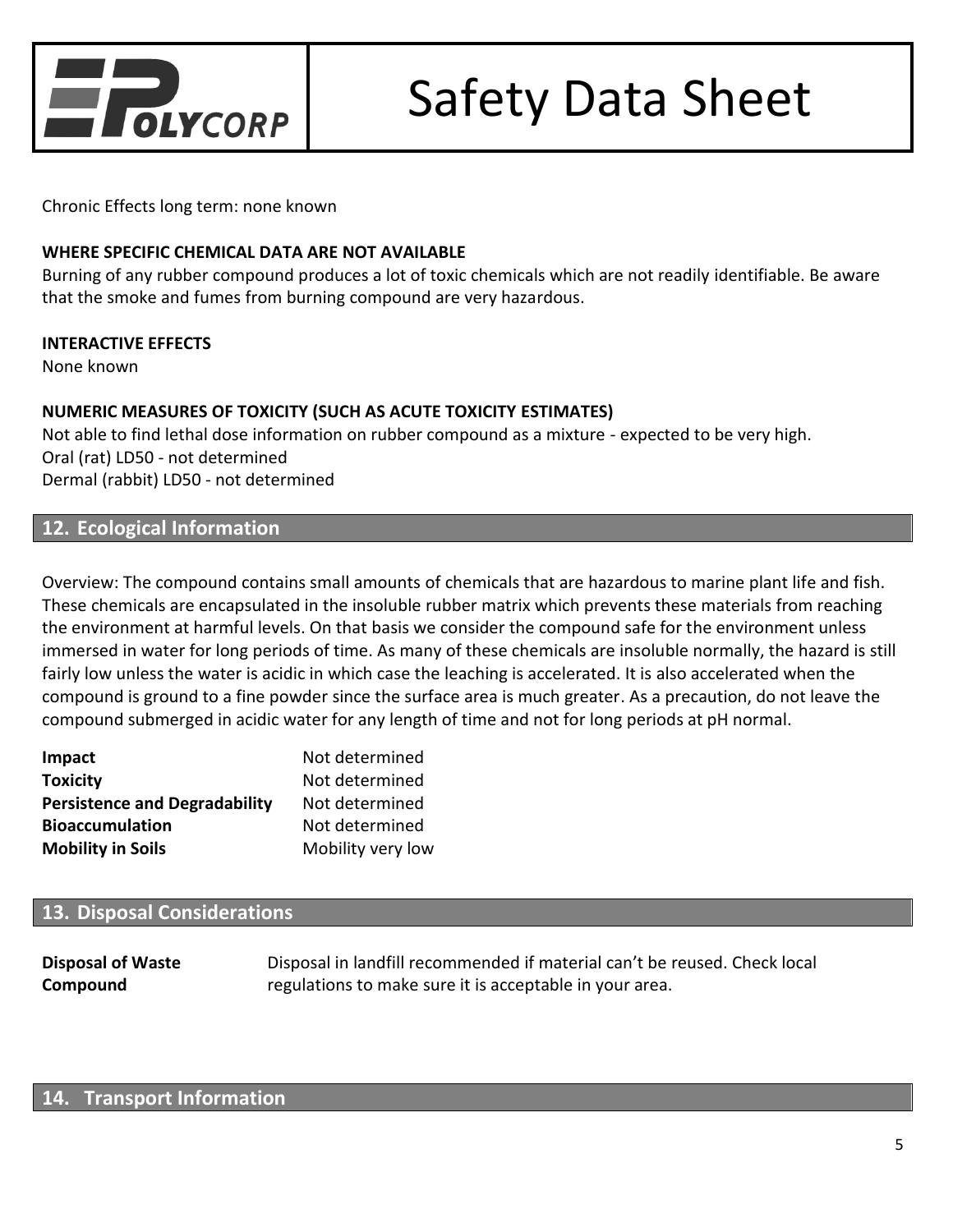Chronic Effects long term: none known

**WHERE SPECIFIC CHEMICAL DATA ARE NOT AVAILABLE**
Burning of any rubber compound produces a lot of toxic chemicals which are not readily identifiable. Be aware that the smoke and fumes from burning compound are very hazardous.

**INTERACTIVE EFFECTS**
None known

**NUMERIC MEASURES OF TOXICITY (SUCH AS ACUTE TOXICITY ESTIMATES)**
Not able to find lethal dose information on rubber compound as a mixture - expected to be very high.
Oral (rat) LD50 - not determined
Dermal (rabbit) LD50 - not determined

## 12. Ecological Information

Overview: The compound contains small amounts of chemicals that are hazardous to marine plant life and fish. These chemicals are encapsulated in the insoluble rubber matrix which prevents these materials from reaching the environment at harmful levels. On that basis we consider the compound safe for the environment unless immersed in water for long periods of time. As many of these chemicals are insoluble normally, the hazard is still fairly low unless the water is acidic in which case the leaching is accelerated. It is also accelerated when the compound is ground to a fine powder since the surface area is much greater. As a precaution, do not leave the compound submerged in acidic water for any length of time and not for long periods at pH normal.

| | |
|---|---|
| **Impact** | Not determined |
| **Toxicity** | Not determined |
| **Persistence and Degradability** | Not determined |
| **Bioaccumulation** | Not determined |
| **Mobility in Soils** | Mobility very low |

## 13. Disposal Considerations

| | |
|---|---|
| **Disposal of Waste Compound** | Disposal in landfill recommended if material can't be reused. Check local regulations to make sure it is acceptable in your area. |

## 14. Transport Information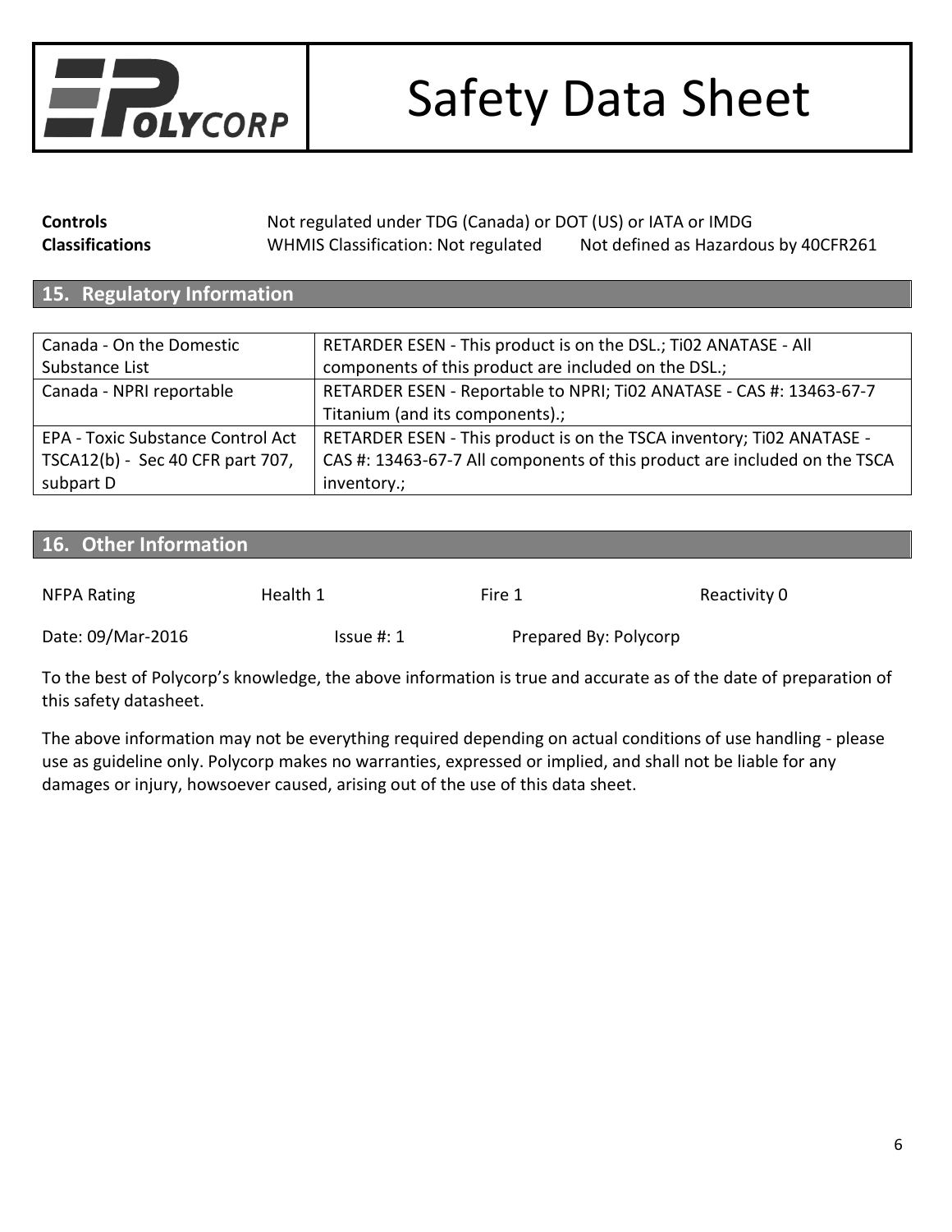| | |
|---|---|
| **Controls** | Not regulated under TDG (Canada) or DOT (US) or IATA or IMDG |
| **Classifications** | WHMIS Classification: Not regulated     Not defined as Hazardous by 40CFR261 |

## 15. Regulatory Information

| | |
|---|---|
| Canada - On the Domestic Substance List | RETARDER ESEN - This product is on the DSL.; Ti02 ANATASE - All components of this product are included on the DSL.; |
| Canada - NPRI reportable | RETARDER ESEN - Reportable to NPRI; Ti02 ANATASE - CAS #: 13463-67-7 Titanium (and its components).; |
| EPA - Toxic Substance Control Act TSCA12(b) - Sec 40 CFR part 707, subpart D | RETARDER ESEN - This product is on the TSCA inventory; Ti02 ANATASE - CAS #: 13463-67-7 All components of this product are included on the TSCA inventory.; |

## 16. Other Information

| | | | |
|---|---|---|---|
| NFPA Rating | Health 1 | Fire 1 | Reactivity 0 |

Date: 09/Mar-2016     Issue #: 1     Prepared By: Polycorp

To the best of Polycorp's knowledge, the above information is true and accurate as of the date of preparation of this safety datasheet.

The above information may not be everything required depending on actual conditions of use handling - please use as guideline only. Polycorp makes no warranties, expressed or implied, and shall not be liable for any damages or injury, howsoever caused, arising out of the use of this data sheet.